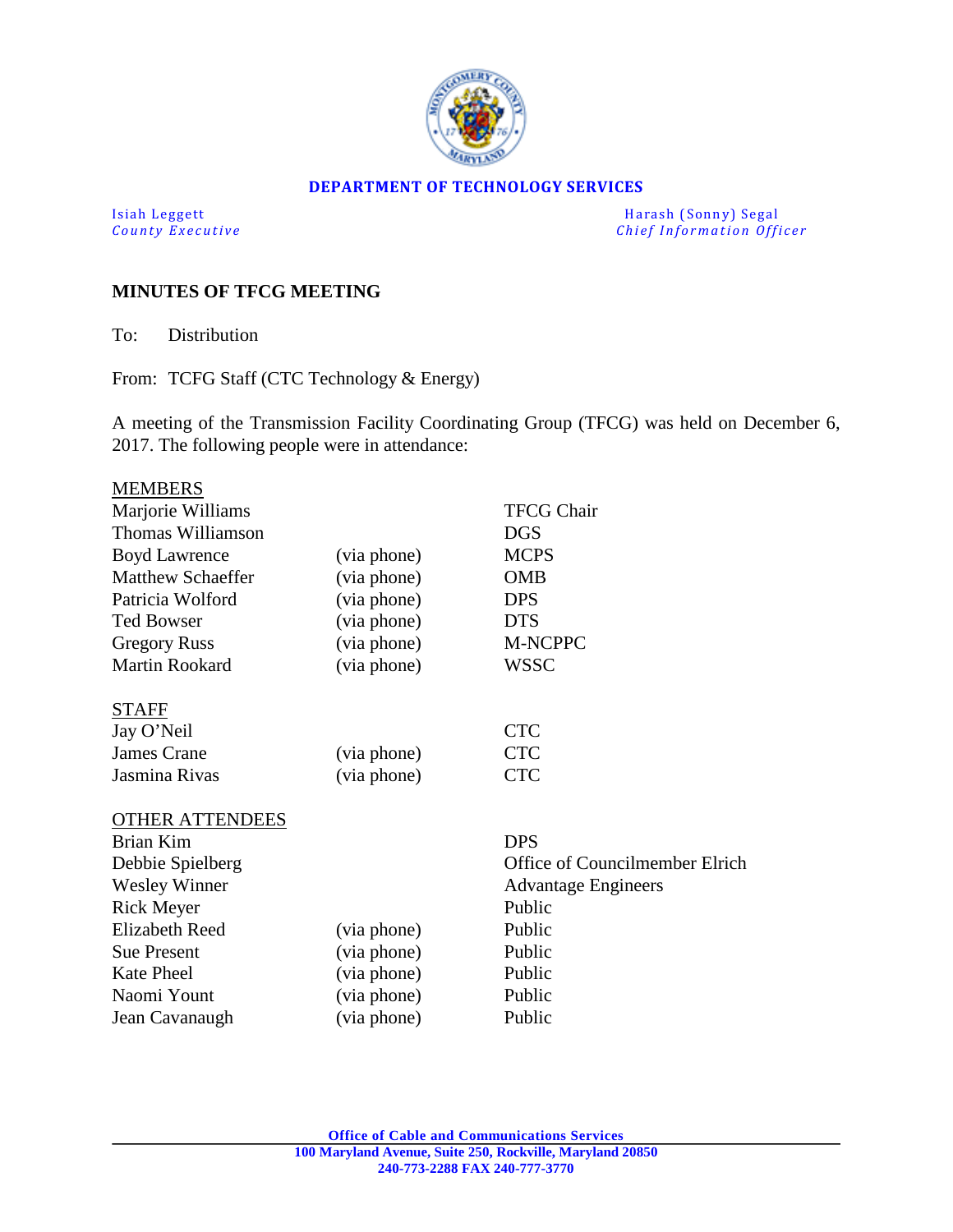**DEPARTMENT OF TECHNOLOGY SERVICES**

| | |
|---|---|
| Isiah Leggett | Harash (Sonny) Segal |
| *County Executive* | *Chief Information Officer* |

## MINUTES OF TFCG MEETING

To: Distribution

From: TCFG Staff (CTC Technology & Energy)

A meeting of the Transmission Facility Coordinating Group (TFCG) was held on December 6, 2017. The following people were in attendance:

| MEMBERS | | |
|---|---|---|
| Marjorie Williams | | TFCG Chair |
| Thomas Williamson | | DGS |
| Boyd Lawrence | (via phone) | MCPS |
| Matthew Schaeffer | (via phone) | OMB |
| Patricia Wolford | (via phone) | DPS |
| Ted Bowser | (via phone) | DTS |
| Gregory Russ | (via phone) | M-NCPPC |
| Martin Rookard | (via phone) | WSSC |

| STAFF | | |
|---|---|---|
| Jay O'Neil | | CTC |
| James Crane | (via phone) | CTC |
| Jasmina Rivas | (via phone) | CTC |

| OTHER ATTENDEES | | |
|---|---|---|
| Brian Kim | | DPS |
| Debbie Spielberg | | Office of Councilmember Elrich |
| Wesley Winner | | Advantage Engineers |
| Rick Meyer | | Public |
| Elizabeth Reed | (via phone) | Public |
| Sue Present | (via phone) | Public |
| Kate Pheel | (via phone) | Public |
| Naomi Yount | (via phone) | Public |
| Jean Cavanaugh | (via phone) | Public |

**Office of Cable and Communications Services**
**100 Maryland Avenue, Suite 250, Rockville, Maryland 20850**
**240-773-2288 FAX 240-777-3770**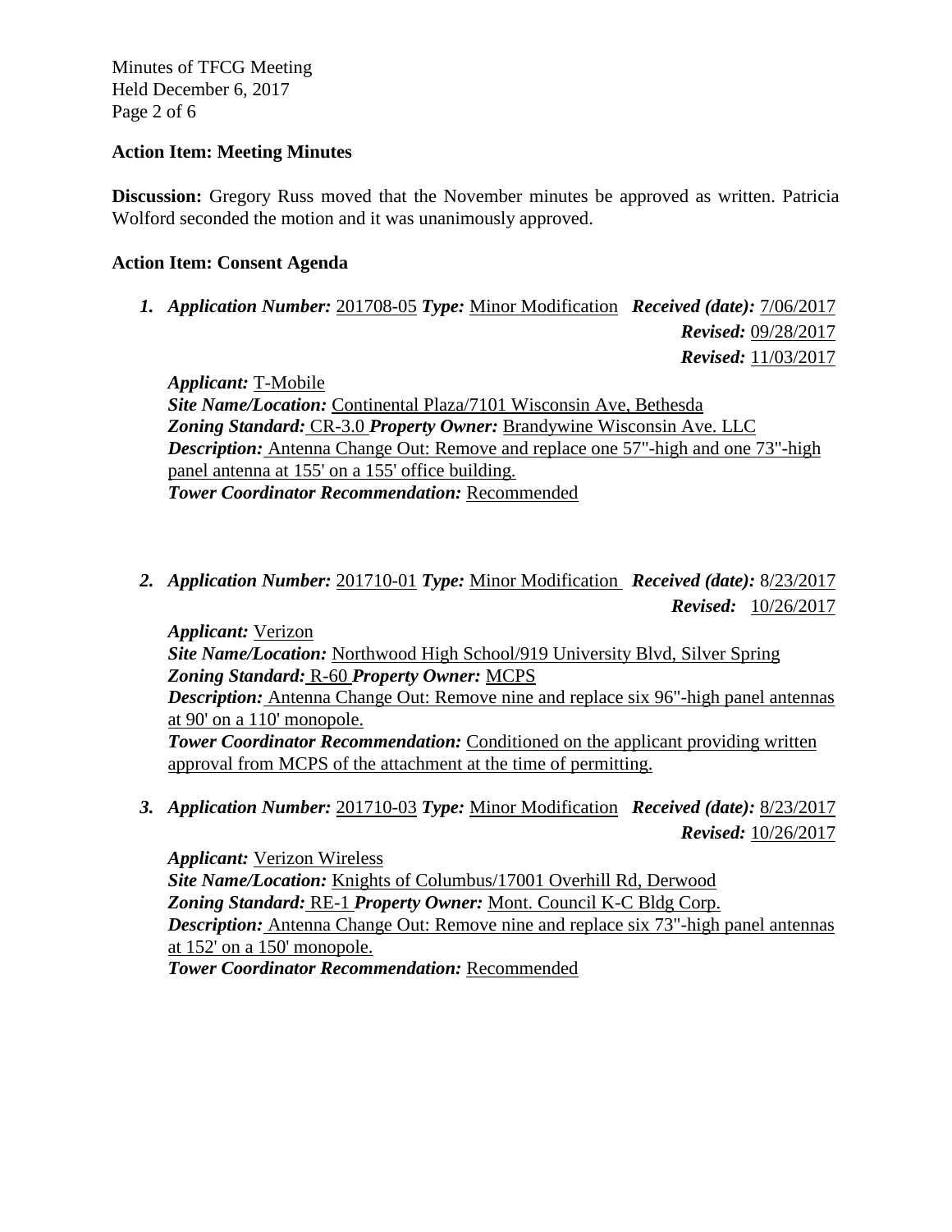**Action Item: Meeting Minutes**

**Discussion:** Gregory Russ moved that the November minutes be approved as written. Patricia Wolford seconded the motion and it was unanimously approved.

**Action Item: Consent Agenda**

1. ***Application Number:*** 201708-05 ***Type:*** Minor Modification ***Received (date):*** 7/06/2017
   ***Revised:*** 09/28/2017
   ***Revised:*** 11/03/2017

   ***Applicant:*** T-Mobile
   ***Site Name/Location:*** Continental Plaza/7101 Wisconsin Ave, Bethesda
   ***Zoning Standard:*** CR-3.0 ***Property Owner:*** Brandywine Wisconsin Ave. LLC
   ***Description:*** Antenna Change Out: Remove and replace one 57"-high and one 73"-high panel antenna at 155' on a 155' office building.
   ***Tower Coordinator Recommendation:*** Recommended

2. ***Application Number:*** 201710-01 ***Type:*** Minor Modification ***Received (date):*** 8/23/2017
   ***Revised:*** 10/26/2017

   ***Applicant:*** Verizon
   ***Site Name/Location:*** Northwood High School/919 University Blvd, Silver Spring
   ***Zoning Standard:*** R-60 ***Property Owner:*** MCPS
   ***Description:*** Antenna Change Out: Remove nine and replace six 96"-high panel antennas at 90' on a 110' monopole.
   ***Tower Coordinator Recommendation:*** Conditioned on the applicant providing written approval from MCPS of the attachment at the time of permitting.

3. ***Application Number:*** 201710-03 ***Type:*** Minor Modification ***Received (date):*** 8/23/2017
   ***Revised:*** 10/26/2017

   ***Applicant:*** Verizon Wireless
   ***Site Name/Location:*** Knights of Columbus/17001 Overhill Rd, Derwood
   ***Zoning Standard:*** RE-1 ***Property Owner:*** Mont. Council K-C Bldg Corp.
   ***Description:*** Antenna Change Out: Remove nine and replace six 73"-high panel antennas at 152' on a 150' monopole.
   ***Tower Coordinator Recommendation:*** Recommended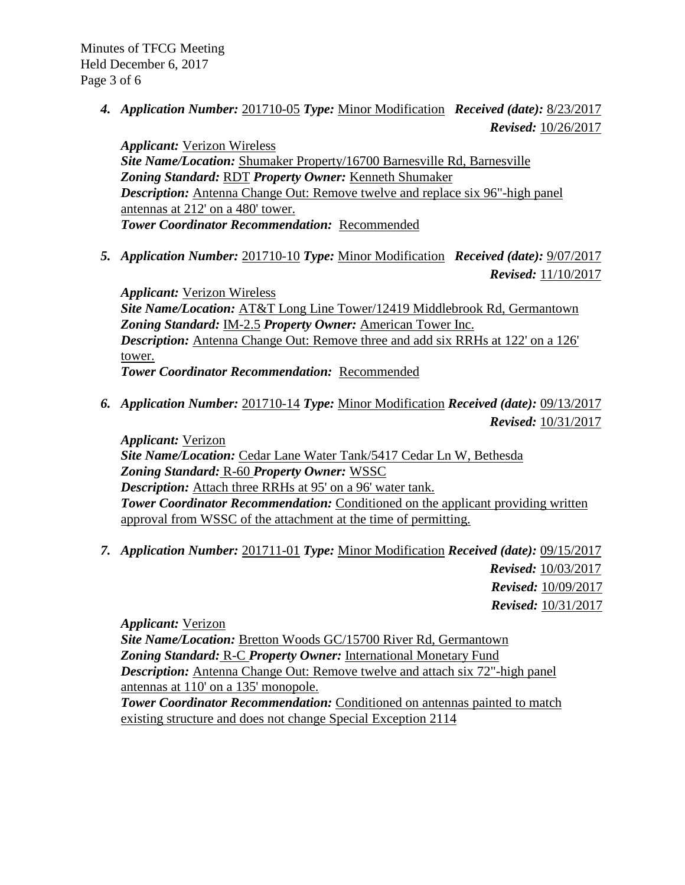4. ***Application Number:*** 201710-05 ***Type:*** Minor Modification ***Received (date):*** 8/23/2017
***Revised:*** 10/26/2017

***Applicant:*** Verizon Wireless
***Site Name/Location:*** Shumaker Property/16700 Barnesville Rd, Barnesville
***Zoning Standard:*** RDT ***Property Owner:*** Kenneth Shumaker
***Description:*** Antenna Change Out: Remove twelve and replace six 96"-high panel antennas at 212' on a 480' tower.
***Tower Coordinator Recommendation:*** Recommended

5. ***Application Number:*** 201710-10 ***Type:*** Minor Modification ***Received (date):*** 9/07/2017
***Revised:*** 11/10/2017

***Applicant:*** Verizon Wireless
***Site Name/Location:*** AT&T Long Line Tower/12419 Middlebrook Rd, Germantown
***Zoning Standard:*** IM-2.5 ***Property Owner:*** American Tower Inc.
***Description:*** Antenna Change Out: Remove three and add six RRHs at 122' on a 126' tower.
***Tower Coordinator Recommendation:*** Recommended

6. ***Application Number:*** 201710-14 ***Type:*** Minor Modification ***Received (date):*** 09/13/2017
***Revised:*** 10/31/2017

***Applicant:*** Verizon
***Site Name/Location:*** Cedar Lane Water Tank/5417 Cedar Ln W, Bethesda
***Zoning Standard:*** R-60 ***Property Owner:*** WSSC
***Description:*** Attach three RRHs at 95' on a 96' water tank.
***Tower Coordinator Recommendation:*** Conditioned on the applicant providing written approval from WSSC of the attachment at the time of permitting.

7. ***Application Number:*** 201711-01 ***Type:*** Minor Modification ***Received (date):*** 09/15/2017
***Revised:*** 10/03/2017
***Revised:*** 10/09/2017
***Revised:*** 10/31/2017

***Applicant:*** Verizon
***Site Name/Location:*** Bretton Woods GC/15700 River Rd, Germantown
***Zoning Standard:*** R-C ***Property Owner:*** International Monetary Fund
***Description:*** Antenna Change Out: Remove twelve and attach six 72"-high panel antennas at 110' on a 135' monopole.
***Tower Coordinator Recommendation:*** Conditioned on antennas painted to match existing structure and does not change Special Exception 2114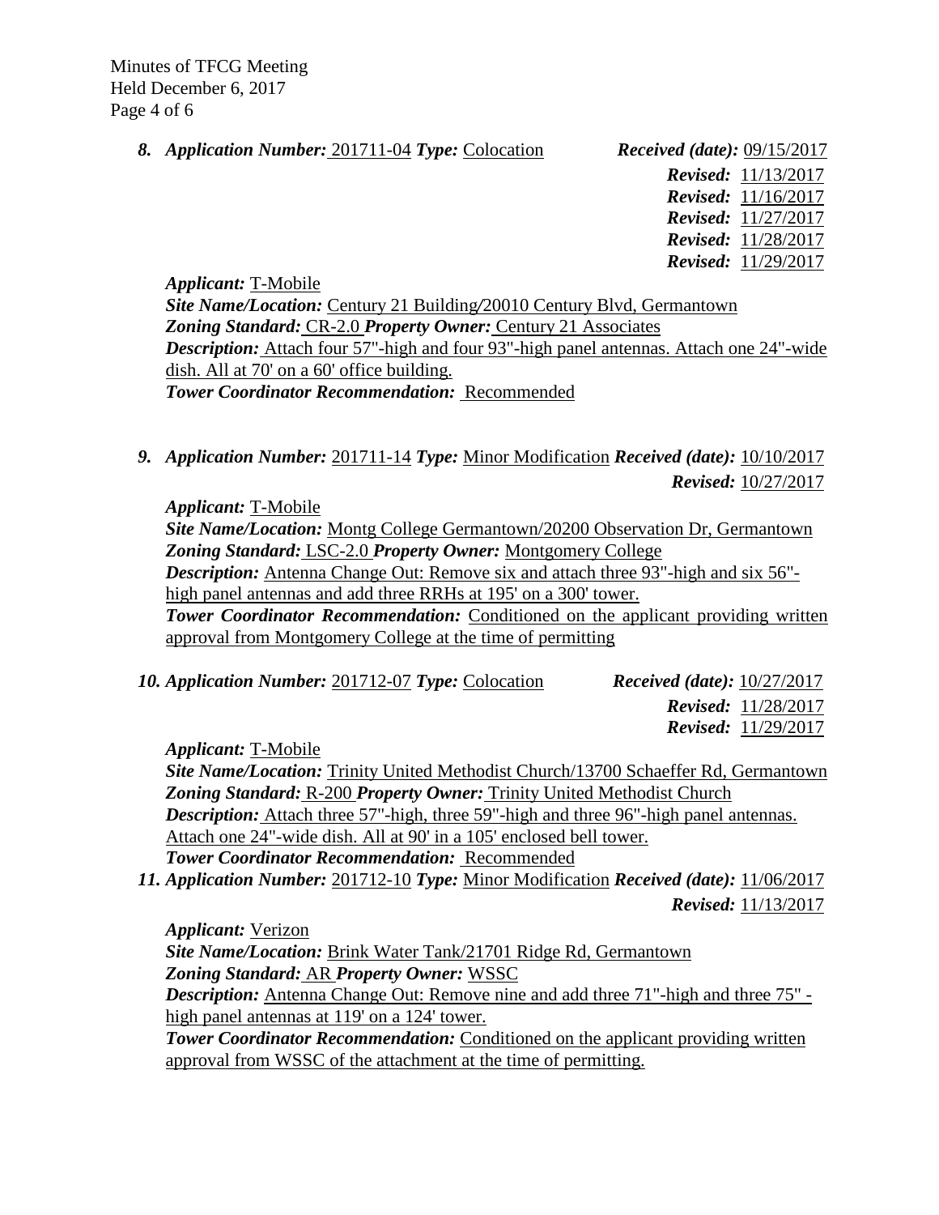8. ***Application Number:*** 201711-04 ***Type:*** Colocation ***Received (date):*** 09/15/2017
***Revised:*** 11/13/2017
***Revised:*** 11/16/2017
***Revised:*** 11/27/2017
***Revised:*** 11/28/2017
***Revised:*** 11/29/2017

***Applicant:*** T-Mobile
***Site Name/Location:*** Century 21 Building/20010 Century Blvd, Germantown
***Zoning Standard:*** CR-2.0 ***Property Owner:*** Century 21 Associates
***Description:*** Attach four 57"-high and four 93"-high panel antennas. Attach one 24"-wide dish. All at 70' on a 60' office building.
***Tower Coordinator Recommendation:*** Recommended

9. ***Application Number:*** 201711-14 ***Type:*** Minor Modification ***Received (date):*** 10/10/2017
***Revised:*** 10/27/2017

***Applicant:*** T-Mobile
***Site Name/Location:*** Montg College Germantown/20200 Observation Dr, Germantown
***Zoning Standard:*** LSC-2.0 ***Property Owner:*** Montgomery College
***Description:*** Antenna Change Out: Remove six and attach three 93"-high and six 56"-high panel antennas and add three RRHs at 195' on a 300' tower.
***Tower Coordinator Recommendation:*** Conditioned on the applicant providing written approval from Montgomery College at the time of permitting

10. ***Application Number:*** 201712-07 ***Type:*** Colocation ***Received (date):*** 10/27/2017
***Revised:*** 11/28/2017
***Revised:*** 11/29/2017

***Applicant:*** T-Mobile
***Site Name/Location:*** Trinity United Methodist Church/13700 Schaeffer Rd, Germantown
***Zoning Standard:*** R-200 ***Property Owner:*** Trinity United Methodist Church
***Description:*** Attach three 57"-high, three 59"-high and three 96"-high panel antennas. Attach one 24"-wide dish. All at 90' in a 105' enclosed bell tower.
***Tower Coordinator Recommendation:*** Recommended

11. ***Application Number:*** 201712-10 ***Type:*** Minor Modification ***Received (date):*** 11/06/2017
***Revised:*** 11/13/2017

***Applicant:*** Verizon
***Site Name/Location:*** Brink Water Tank/21701 Ridge Rd, Germantown
***Zoning Standard:*** AR ***Property Owner:*** WSSC
***Description:*** Antenna Change Out: Remove nine and add three 71"-high and three 75"-high panel antennas at 119' on a 124' tower.
***Tower Coordinator Recommendation:*** Conditioned on the applicant providing written approval from WSSC of the attachment at the time of permitting.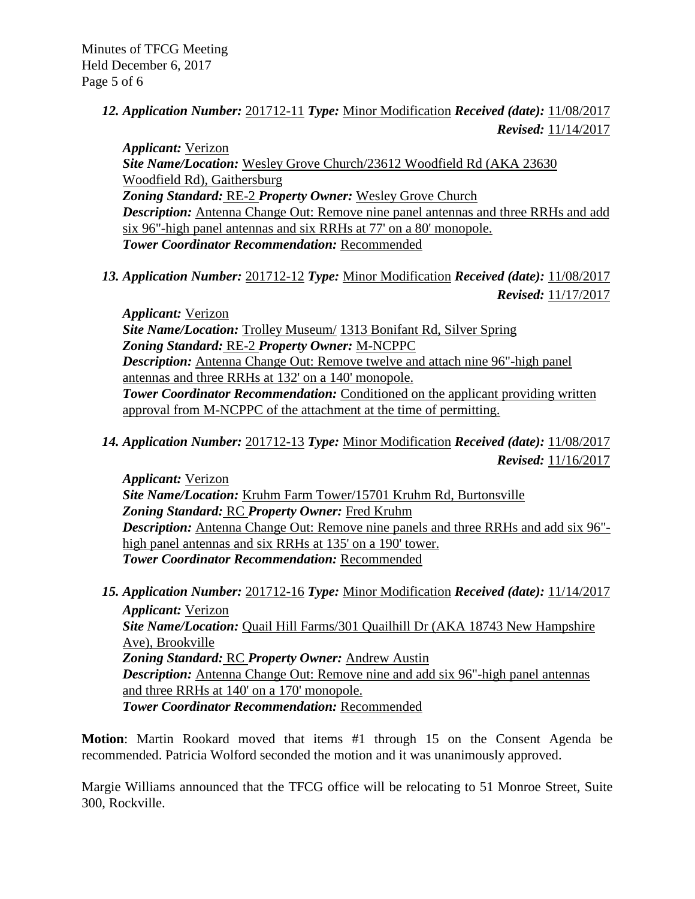*12. Application Number:* 201712-11 *Type:* Minor Modification *Received (date):* 11/08/2017 *Revised:* 11/14/2017

*Applicant:* Verizon
*Site Name/Location:* Wesley Grove Church/23612 Woodfield Rd (AKA 23630 Woodfield Rd), Gaithersburg
*Zoning Standard:* RE-2 *Property Owner:* Wesley Grove Church
*Description:* Antenna Change Out: Remove nine panel antennas and three RRHs and add six 96"-high panel antennas and six RRHs at 77' on a 80' monopole.
*Tower Coordinator Recommendation:* Recommended

*13. Application Number:* 201712-12 *Type:* Minor Modification *Received (date):* 11/08/2017 *Revised:* 11/17/2017

*Applicant:* Verizon
*Site Name/Location:* Trolley Museum/ 1313 Bonifant Rd, Silver Spring
*Zoning Standard:* RE-2 *Property Owner:* M-NCPPC
*Description:* Antenna Change Out: Remove twelve and attach nine 96"-high panel antennas and three RRHs at 132' on a 140' monopole.
*Tower Coordinator Recommendation:* Conditioned on the applicant providing written approval from M-NCPPC of the attachment at the time of permitting.

*14. Application Number:* 201712-13 *Type:* Minor Modification *Received (date):* 11/08/2017 *Revised:* 11/16/2017

*Applicant:* Verizon
*Site Name/Location:* Kruhm Farm Tower/15701 Kruhm Rd, Burtonsville
*Zoning Standard:* RC *Property Owner:* Fred Kruhm
*Description:* Antenna Change Out: Remove nine panels and three RRHs and add six 96"-high panel antennas and six RRHs at 135' on a 190' tower.
*Tower Coordinator Recommendation:* Recommended

*15. Application Number:* 201712-16 *Type:* Minor Modification *Received (date):* 11/14/2017

*Applicant:* Verizon
*Site Name/Location:* Quail Hill Farms/301 Quailhill Dr (AKA 18743 New Hampshire Ave), Brookville
*Zoning Standard:* RC *Property Owner:* Andrew Austin
*Description:* Antenna Change Out: Remove nine and add six 96"-high panel antennas and three RRHs at 140' on a 170' monopole.
*Tower Coordinator Recommendation:* Recommended

**Motion**: Martin Rookard moved that items #1 through 15 on the Consent Agenda be recommended. Patricia Wolford seconded the motion and it was unanimously approved.

Margie Williams announced that the TFCG office will be relocating to 51 Monroe Street, Suite 300, Rockville.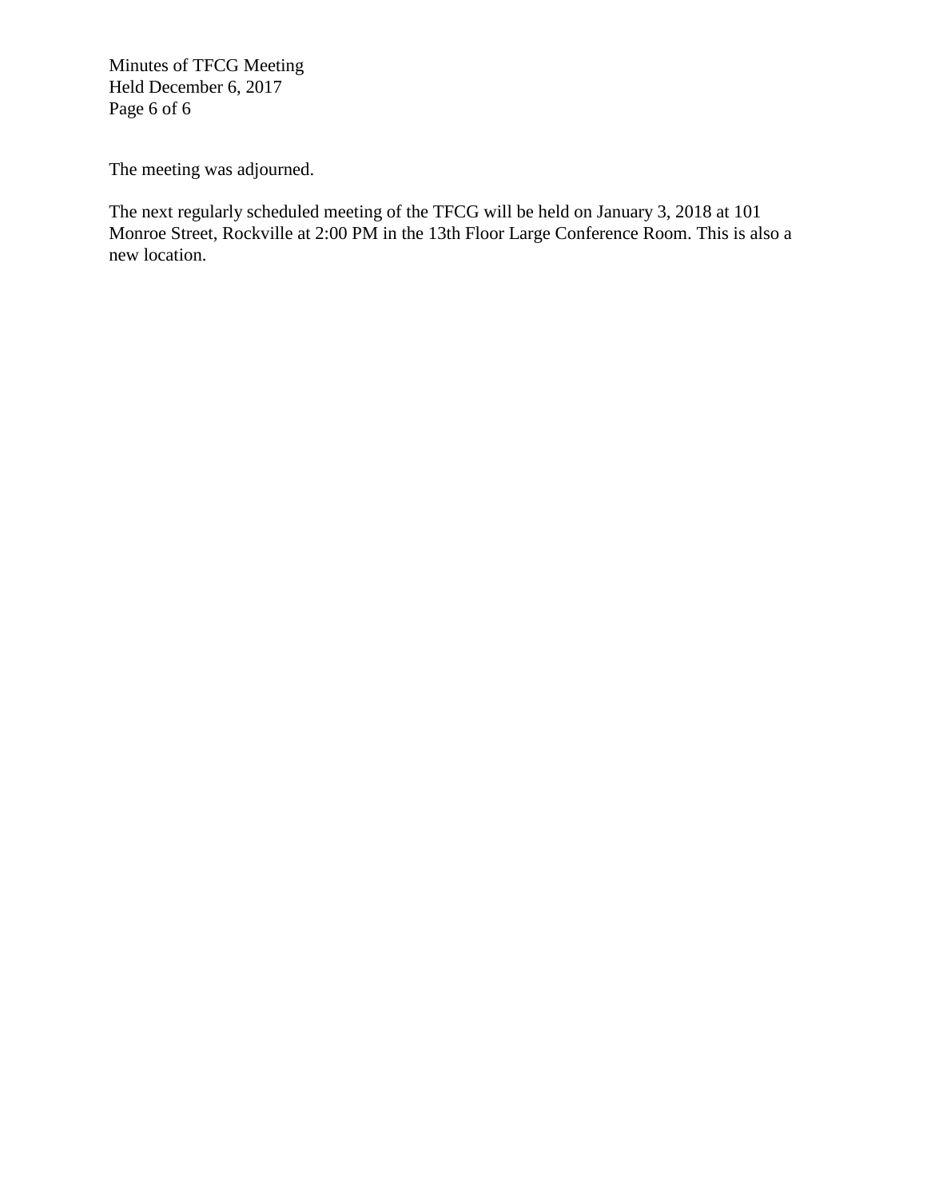The meeting was adjourned.

The next regularly scheduled meeting of the TFCG will be held on January 3, 2018 at 101 Monroe Street, Rockville at 2:00 PM in the 13th Floor Large Conference Room. This is also a new location.